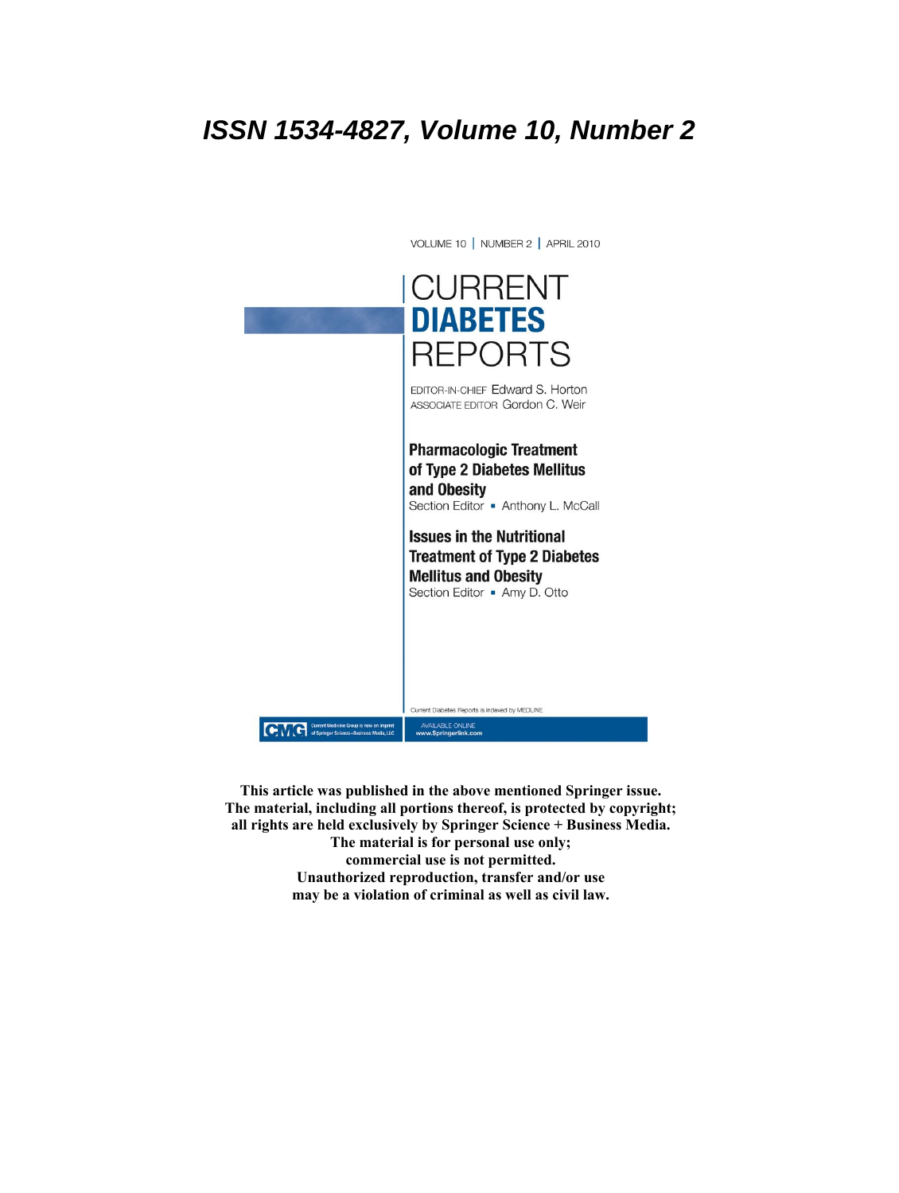***ISSN 1534-4827, Volume 10, Number 2***

VOLUME 10 | NUMBER 2 | APRIL 2010

# CURRENT DIABETES REPORTS

EDITOR-IN-CHIEF Edward S. Horton
ASSOCIATE EDITOR Gordon C. Weir

**Pharmacologic Treatment of Type 2 Diabetes Mellitus and Obesity**
Section Editor ▪ Anthony L. McCall

**Issues in the Nutritional Treatment of Type 2 Diabetes Mellitus and Obesity**
Section Editor ▪ Amy D. Otto

Current Diabetes Reports is indexed by MEDLINE

CMG Current Medicine Group is now an imprint of Springer Science+Business Media, LLC

AVAILABLE ONLINE
www.Springerlink.com

**This article was published in the above mentioned Springer issue. The material, including all portions thereof, is protected by copyright; all rights are held exclusively by Springer Science + Business Media. The material is for personal use only; commercial use is not permitted. Unauthorized reproduction, transfer and/or use may be a violation of criminal as well as civil law.**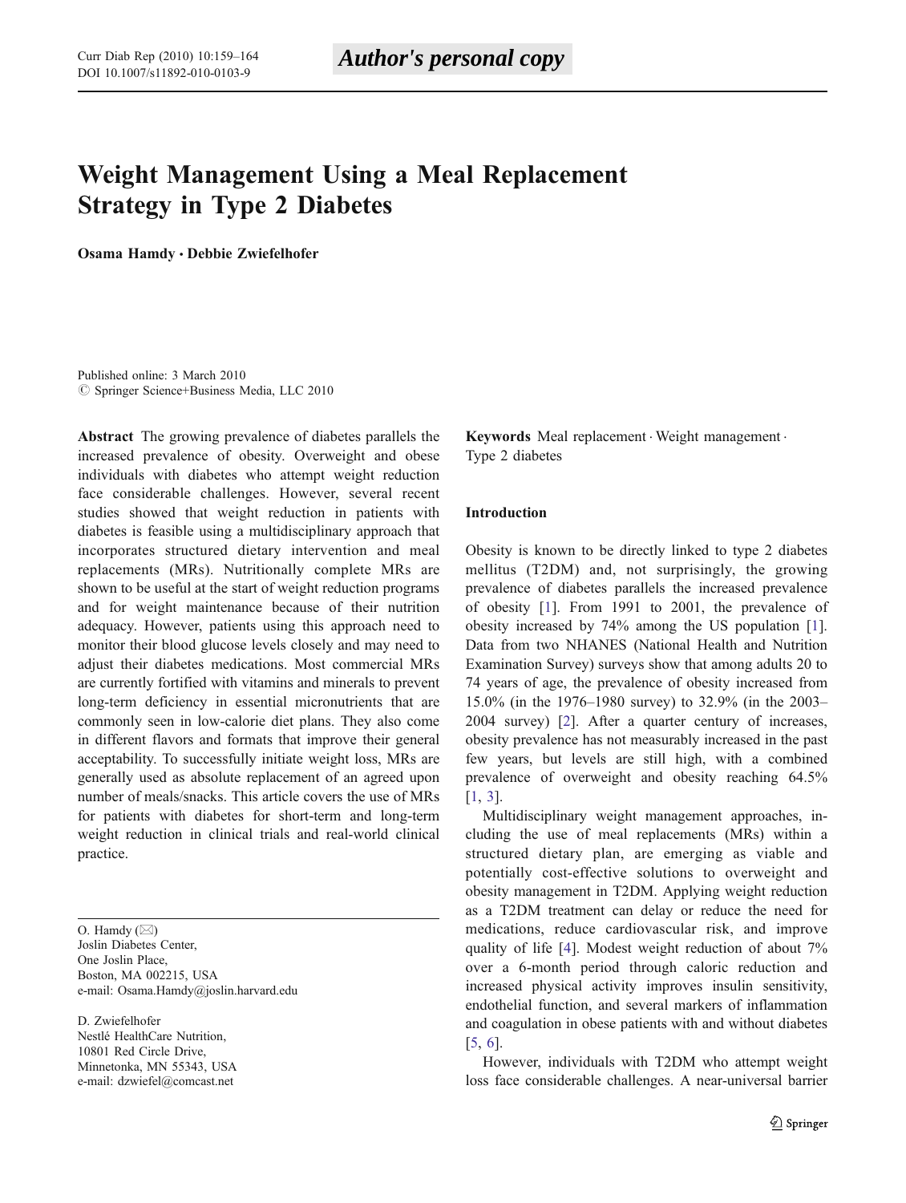# Weight Management Using a Meal Replacement Strategy in Type 2 Diabetes

**Osama Hamdy · Debbie Zwiefelhofer**

Published online: 3 March 2010
© Springer Science+Business Media, LLC 2010

**Abstract** The growing prevalence of diabetes parallels the increased prevalence of obesity. Overweight and obese individuals with diabetes who attempt weight reduction face considerable challenges. However, several recent studies showed that weight reduction in patients with diabetes is feasible using a multidisciplinary approach that incorporates structured dietary intervention and meal replacements (MRs). Nutritionally complete MRs are shown to be useful at the start of weight reduction programs and for weight maintenance because of their nutrition adequacy. However, patients using this approach need to monitor their blood glucose levels closely and may need to adjust their diabetes medications. Most commercial MRs are currently fortified with vitamins and minerals to prevent long-term deficiency in essential micronutrients that are commonly seen in low-calorie diet plans. They also come in different flavors and formats that improve their general acceptability. To successfully initiate weight loss, MRs are generally used as absolute replacement of an agreed upon number of meals/snacks. This article covers the use of MRs for patients with diabetes for short-term and long-term weight reduction in clinical trials and real-world clinical practice.

**Keywords** Meal replacement · Weight management · Type 2 diabetes

O. Hamdy (✉)
Joslin Diabetes Center,
One Joslin Place,
Boston, MA 002215, USA
e-mail: Osama.Hamdy@joslin.harvard.edu

D. Zwiefelhofer
Nestlé HealthCare Nutrition,
10801 Red Circle Drive,
Minnetonka, MN 55343, USA
e-mail: dzwiefel@comcast.net

## Introduction

Obesity is known to be directly linked to type 2 diabetes mellitus (T2DM) and, not surprisingly, the growing prevalence of diabetes parallels the increased prevalence of obesity [1]. From 1991 to 2001, the prevalence of obesity increased by 74% among the US population [1]. Data from two NHANES (National Health and Nutrition Examination Survey) surveys show that among adults 20 to 74 years of age, the prevalence of obesity increased from 15.0% (in the 1976–1980 survey) to 32.9% (in the 2003–2004 survey) [2]. After a quarter century of increases, obesity prevalence has not measurably increased in the past few years, but levels are still high, with a combined prevalence of overweight and obesity reaching 64.5% [1, 3].

Multidisciplinary weight management approaches, including the use of meal replacements (MRs) within a structured dietary plan, are emerging as viable and potentially cost-effective solutions to overweight and obesity management in T2DM. Applying weight reduction as a T2DM treatment can delay or reduce the need for medications, reduce cardiovascular risk, and improve quality of life [4]. Modest weight reduction of about 7% over a 6-month period through caloric reduction and increased physical activity improves insulin sensitivity, endothelial function, and several markers of inflammation and coagulation in obese patients with and without diabetes [5, 6].

However, individuals with T2DM who attempt weight loss face considerable challenges. A near-universal barrier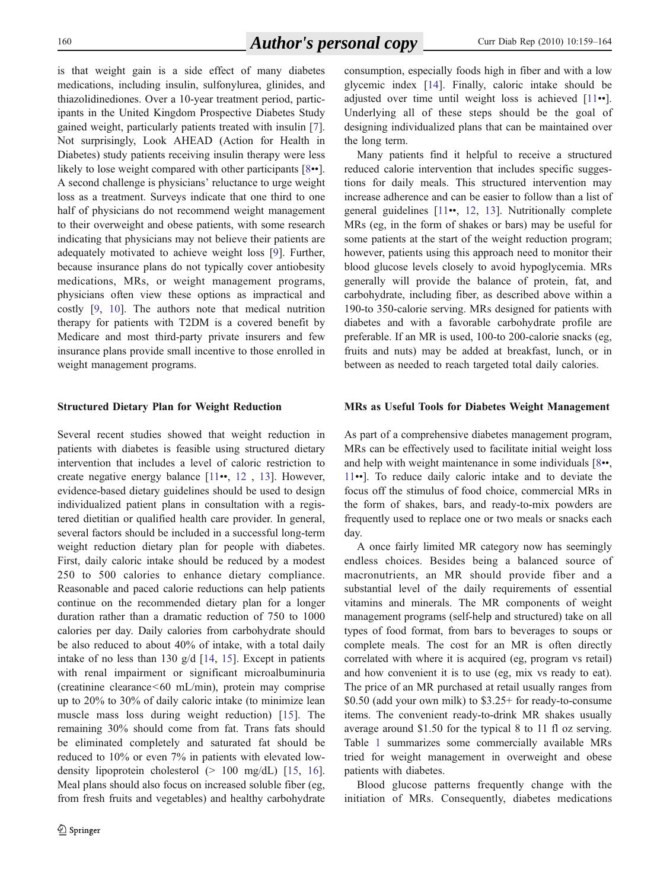is that weight gain is a side effect of many diabetes medications, including insulin, sulfonylurea, glinides, and thiazolidinediones. Over a 10-year treatment period, participants in the United Kingdom Prospective Diabetes Study gained weight, particularly patients treated with insulin [7]. Not surprisingly, Look AHEAD (Action for Health in Diabetes) study patients receiving insulin therapy were less likely to lose weight compared with other participants [8••]. A second challenge is physicians' reluctance to urge weight loss as a treatment. Surveys indicate that one third to one half of physicians do not recommend weight management to their overweight and obese patients, with some research indicating that physicians may not believe their patients are adequately motivated to achieve weight loss [9]. Further, because insurance plans do not typically cover antiobesity medications, MRs, or weight management programs, physicians often view these options as impractical and costly [9, 10]. The authors note that medical nutrition therapy for patients with T2DM is a covered benefit by Medicare and most third-party private insurers and few insurance plans provide small incentive to those enrolled in weight management programs.

## Structured Dietary Plan for Weight Reduction

Several recent studies showed that weight reduction in patients with diabetes is feasible using structured dietary intervention that includes a level of caloric restriction to create negative energy balance [11••, 12 , 13]. However, evidence-based dietary guidelines should be used to design individualized patient plans in consultation with a registered dietitian or qualified health care provider. In general, several factors should be included in a successful long-term weight reduction dietary plan for people with diabetes. First, daily caloric intake should be reduced by a modest 250 to 500 calories to enhance dietary compliance. Reasonable and paced calorie reductions can help patients continue on the recommended dietary plan for a longer duration rather than a dramatic reduction of 750 to 1000 calories per day. Daily calories from carbohydrate should be also reduced to about 40% of intake, with a total daily intake of no less than 130 g/d [14, 15]. Except in patients with renal impairment or significant microalbuminuria (creatinine clearance<60 mL/min), protein may comprise up to 20% to 30% of daily caloric intake (to minimize lean muscle mass loss during weight reduction) [15]. The remaining 30% should come from fat. Trans fats should be eliminated completely and saturated fat should be reduced to 10% or even 7% in patients with elevated low-density lipoprotein cholesterol (> 100 mg/dL) [15, 16]. Meal plans should also focus on increased soluble fiber (eg, from fresh fruits and vegetables) and healthy carbohydrate consumption, especially foods high in fiber and with a low glycemic index [14]. Finally, caloric intake should be adjusted over time until weight loss is achieved [11••]. Underlying all of these steps should be the goal of designing individualized plans that can be maintained over the long term.

Many patients find it helpful to receive a structured reduced calorie intervention that includes specific suggestions for daily meals. This structured intervention may increase adherence and can be easier to follow than a list of general guidelines [11••, 12, 13]. Nutritionally complete MRs (eg, in the form of shakes or bars) may be useful for some patients at the start of the weight reduction program; however, patients using this approach need to monitor their blood glucose levels closely to avoid hypoglycemia. MRs generally will provide the balance of protein, fat, and carbohydrate, including fiber, as described above within a 190-to 350-calorie serving. MRs designed for patients with diabetes and with a favorable carbohydrate profile are preferable. If an MR is used, 100-to 200-calorie snacks (eg, fruits and nuts) may be added at breakfast, lunch, or in between as needed to reach targeted total daily calories.

## MRs as Useful Tools for Diabetes Weight Management

As part of a comprehensive diabetes management program, MRs can be effectively used to facilitate initial weight loss and help with weight maintenance in some individuals [8••, 11••]. To reduce daily caloric intake and to deviate the focus off the stimulus of food choice, commercial MRs in the form of shakes, bars, and ready-to-mix powders are frequently used to replace one or two meals or snacks each day.

A once fairly limited MR category now has seemingly endless choices. Besides being a balanced source of macronutrients, an MR should provide fiber and a substantial level of the daily requirements of essential vitamins and minerals. The MR components of weight management programs (self-help and structured) take on all types of food format, from bars to beverages to soups or complete meals. The cost for an MR is often directly correlated with where it is acquired (eg, program vs retail) and how convenient it is to use (eg, mix vs ready to eat). The price of an MR purchased at retail usually ranges from $0.50 (add your own milk) to $3.25+ for ready-to-consume items. The convenient ready-to-drink MR shakes usually average around $1.50 for the typical 8 to 11 fl oz serving. Table 1 summarizes some commercially available MRs tried for weight management in overweight and obese patients with diabetes.

Blood glucose patterns frequently change with the initiation of MRs. Consequently, diabetes medications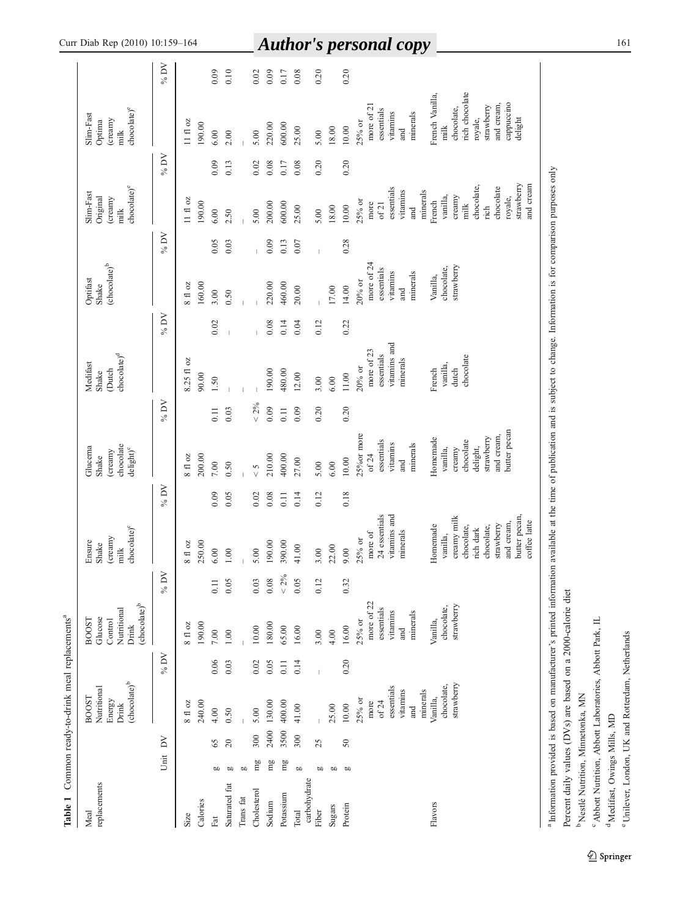**Table 1** Common ready-to-drink meal replacements[a]

| Meal replacements | Unit | DV | BOOST Nutritional Energy Drink (chocolate)[b] | % DV | BOOST Glucose Control Nutritional Drink (chocolate)[b] | % DV | Ensure Shake (creamy milk chocolate)[c] | % DV | Glucerna Shake (creamy chocolate delight)[c] | % DV | Medifast Shake (Dutch chocolate)[d] | % DV | Optifast Shake (chocolate)[b] | % DV | Slim-Fast Original (creamy milk chocolate)[e] | % DV | Slim-Fast Optima (creamy milk chocolate)[e] | % DV |
|---|---|---|---|---|---|---|---|---|---|---|---|---|---|---|---|---|---|---|
| Size | | | 8 fl oz | | 8 fl oz | | 8 fl oz | | 8 fl oz | | 8.25 fl oz | | 8 fl oz | | 11 fl oz | | 11 fl oz | |
| Calories | | | 240.00 | | 190.00 | | 250.00 | | 200.00 | | 90.00 | | 160.00 | | 190.00 | | 190.00 | |
| Fat | g | 65 | 4.00 | 0.06 | 7.00 | 0.11 | 6.00 | 0.09 | 7.00 | 0.11 | 1.50 | 0.02 | 3.00 | 0.05 | 6.00 | 0.09 | 6.00 | 0.09 |
| Saturated fat | g | 20 | 0.50 | 0.03 | 1.00 | 0.05 | 1.00 | 0.05 | 0.50 | 0.03 | – | – | 0.50 | 0.03 | 2.50 | 0.13 | 2.00 | 0.10 |
| Trans fat | g | | – | | – | | – | | – | | – | | – | | – | | – | |
| Cholesterol | mg | 300 | 5.00 | 0.02 | 10.00 | 0.03 | 5.00 | 0.02 | < 5 | < 2% | – | – | – | – | 5.00 | 0.02 | 5.00 | 0.02 |
| Sodium | mg | 2400 | 130.00 | 0.05 | 180.00 | 0.08 | 190.00 | 0.08 | 210.00 | 0.09 | 190.00 | 0.08 | 220.00 | 0.09 | 200.00 | 0.08 | 220.00 | 0.09 |
| Potassium | mg | 3500 | 400.00 | 0.11 | 65.00 | < 2% | 390.00 | 0.11 | 400.00 | 0.11 | 480.00 | 0.14 | 460.00 | 0.13 | 600.00 | 0.17 | 600.00 | 0.17 |
| Total carbohydrate | g | 300 | 41.00 | 0.14 | 16.00 | 0.05 | 41.00 | 0.14 | 27.00 | 0.09 | 12.00 | 0.04 | 20.00 | 0.07 | 25.00 | 0.08 | 25.00 | 0.08 |
| Fiber | g | 25 | – | – | 3.00 | 0.12 | 3.00 | 0.12 | 5.00 | 0.20 | 3.00 | 0.12 | – | – | 5.00 | 0.20 | 5.00 | 0.20 |
| Sugars | g | | 25.00 | | 4.00 | | 22.00 | | 6.00 | | 6.00 | | 17.00 | | 18.00 | | 18.00 | |
| Protein | g | 50 | 10.00 | 0.20 | 16.00 | 0.32 | 9.00 | 0.18 | 10.00 | 0.20 | 11.00 | 0.22 | 14.00 | 0.28 | 10.00 | 0.20 | 10.00 | 0.20 |
| | | | 25% or more of 24 essentials vitamins and minerals | | 25% or more of 22 essentials vitamins and minerals | | 25% or more of 24 essentials vitamins and minerals | | 25%or more of 24 essentials vitamins and minerals | | 20% or more of 23 essentials vitamins and minerals | | 20% or more of 24 essentials vitamins and minerals | | 25% or more of 21 essentials vitamins and minerals | | 25% or more of 21 essentials vitamins and minerals | |
| Flavors | | | Vanilla, chocolate, strawberry | | Vanilla, chocolate, strawberry | | Homemade vanilla, creamy milk chocolate, rich dark chocolate, strawberry and cream, butter pecan, coffee latte | | Homemade vanilla, creamy chocolate delight, strawberry and cream, butter pecan | | French vanilla, dutch chocolate | | Vanilla, chocolate, strawberry | | French vanilla, creamy milk chocolate, rich chocolate royale, strawberry and cream | | French Vanilla, milk chocolate, rich chocolate royale, strawberry and cream, cappuccino delight | |

[a] Information provided is based on manufacturer's printed information available at the time of publication and is subject to change. Information is for comparison purposes only

Percent daily values (DVs) are based on a 2000-calorie diet

[b] Nestlé Nutrition, Minnetonka, MN

[c] Abbott Nutrition, Abbott Laboratories, Abbott Park, IL

[d] Medifast, Owings Mills, MD

[e] Unilever, London, UK and Rotterdam, Netherlands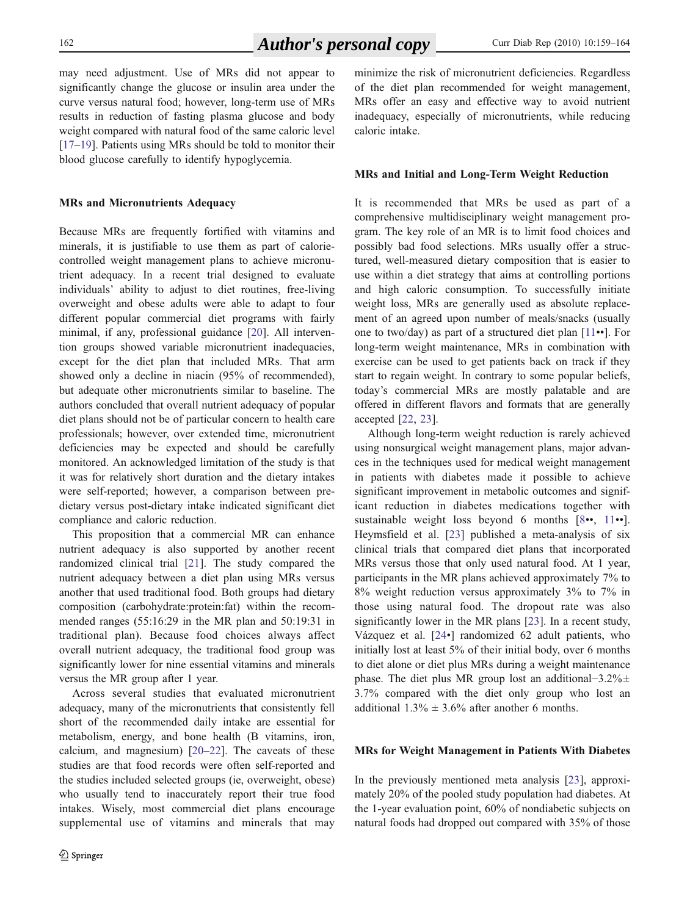may need adjustment. Use of MRs did not appear to significantly change the glucose or insulin area under the curve versus natural food; however, long-term use of MRs results in reduction of fasting plasma glucose and body weight compared with natural food of the same caloric level [17–19]. Patients using MRs should be told to monitor their blood glucose carefully to identify hypoglycemia.

### MRs and Micronutrients Adequacy

Because MRs are frequently fortified with vitamins and minerals, it is justifiable to use them as part of calorie-controlled weight management plans to achieve micronutrient adequacy. In a recent trial designed to evaluate individuals' ability to adjust to diet routines, free-living overweight and obese adults were able to adapt to four different popular commercial diet programs with fairly minimal, if any, professional guidance [20]. All intervention groups showed variable micronutrient inadequacies, except for the diet plan that included MRs. That arm showed only a decline in niacin (95% of recommended), but adequate other micronutrients similar to baseline. The authors concluded that overall nutrient adequacy of popular diet plans should not be of particular concern to health care professionals; however, over extended time, micronutrient deficiencies may be expected and should be carefully monitored. An acknowledged limitation of the study is that it was for relatively short duration and the dietary intakes were self-reported; however, a comparison between pre-dietary versus post-dietary intake indicated significant diet compliance and caloric reduction.

This proposition that a commercial MR can enhance nutrient adequacy is also supported by another recent randomized clinical trial [21]. The study compared the nutrient adequacy between a diet plan using MRs versus another that used traditional food. Both groups had dietary composition (carbohydrate:protein:fat) within the recommended ranges (55:16:29 in the MR plan and 50:19:31 in traditional plan). Because food choices always affect overall nutrient adequacy, the traditional food group was significantly lower for nine essential vitamins and minerals versus the MR group after 1 year.

Across several studies that evaluated micronutrient adequacy, many of the micronutrients that consistently fell short of the recommended daily intake are essential for metabolism, energy, and bone health (B vitamins, iron, calcium, and magnesium) [20–22]. The caveats of these studies are that food records were often self-reported and the studies included selected groups (ie, overweight, obese) who usually tend to inaccurately report their true food intakes. Wisely, most commercial diet plans encourage supplemental use of vitamins and minerals that may minimize the risk of micronutrient deficiencies. Regardless of the diet plan recommended for weight management, MRs offer an easy and effective way to avoid nutrient inadequacy, especially of micronutrients, while reducing caloric intake.

### MRs and Initial and Long-Term Weight Reduction

It is recommended that MRs be used as part of a comprehensive multidisciplinary weight management program. The key role of an MR is to limit food choices and possibly bad food selections. MRs usually offer a structured, well-measured dietary composition that is easier to use within a diet strategy that aims at controlling portions and high caloric consumption. To successfully initiate weight loss, MRs are generally used as absolute replacement of an agreed upon number of meals/snacks (usually one to two/day) as part of a structured diet plan [11••]. For long-term weight maintenance, MRs in combination with exercise can be used to get patients back on track if they start to regain weight. In contrary to some popular beliefs, today's commercial MRs are mostly palatable and are offered in different flavors and formats that are generally accepted [22, 23].

Although long-term weight reduction is rarely achieved using nonsurgical weight management plans, major advances in the techniques used for medical weight management in patients with diabetes made it possible to achieve significant improvement in metabolic outcomes and significant reduction in diabetes medications together with sustainable weight loss beyond 6 months [8••, 11••]. Heymsfield et al. [23] published a meta-analysis of six clinical trials that compared diet plans that incorporated MRs versus those that only used natural food. At 1 year, participants in the MR plans achieved approximately 7% to 8% weight reduction versus approximately 3% to 7% in those using natural food. The dropout rate was also significantly lower in the MR plans [23]. In a recent study, Vázquez et al. [24•] randomized 62 adult patients, who initially lost at least 5% of their initial body, over 6 months to diet alone or diet plus MRs during a weight maintenance phase. The diet plus MR group lost an additional−3.2%± 3.7% compared with the diet only group who lost an additional 1.3% ± 3.6% after another 6 months.

### MRs for Weight Management in Patients With Diabetes

In the previously mentioned meta analysis [23], approximately 20% of the pooled study population had diabetes. At the 1-year evaluation point, 60% of nondiabetic subjects on natural foods had dropped out compared with 35% of those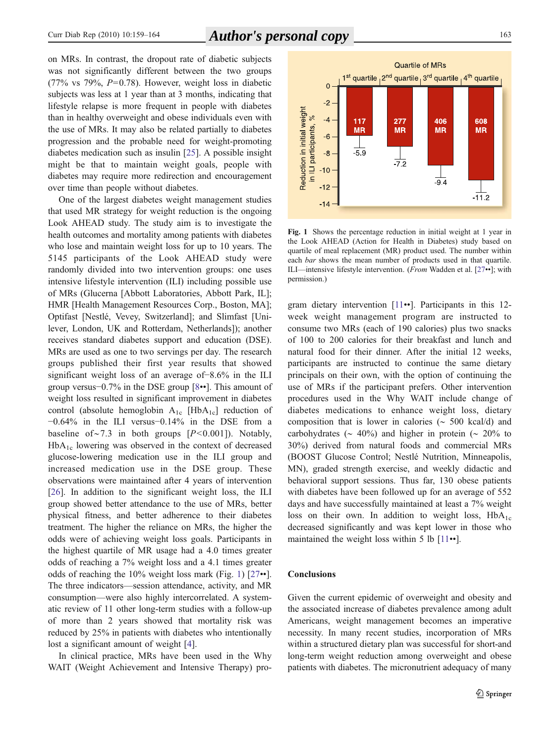on MRs. In contrast, the dropout rate of diabetic subjects was not significantly different between the two groups (77% vs 79%, $P=0.78$). However, weight loss in diabetic subjects was less at 1 year than at 3 months, indicating that lifestyle relapse is more frequent in people with diabetes than in healthy overweight and obese individuals even with the use of MRs. It may also be related partially to diabetes progression and the probable need for weight-promoting diabetes medication such as insulin [25]. A possible insight might be that to maintain weight goals, people with diabetes may require more redirection and encouragement over time than people without diabetes.

One of the largest diabetes weight management studies that used MR strategy for weight reduction is the ongoing Look AHEAD study. The study aim is to investigate the health outcomes and mortality among patients with diabetes who lose and maintain weight loss for up to 10 years. The 5145 participants of the Look AHEAD study were randomly divided into two intervention groups: one uses intensive lifestyle intervention (ILI) including possible use of MRs (Glucerna [Abbott Laboratories, Abbott Park, IL]; HMR [Health Management Resources Corp., Boston, MA]; Optifast [Nestlé, Vevey, Switzerland]; and Slimfast [Unilever, London, UK and Rotterdam, Netherlands]); another receives standard diabetes support and education (DSE). MRs are used as one to two servings per day. The research groups published their first year results that showed significant weight loss of an average of −8.6% in the ILI group versus −0.7% in the DSE group [8••]. This amount of weight loss resulted in significant improvement in diabetes control (absolute hemoglobin $A_{1c}$ [$HbA_{1c}$] reduction of −0.64% in the ILI versus −0.14% in the DSE from a baseline of ~7.3 in both groups [$P<0.001$]). Notably, $HbA_{1c}$ lowering was observed in the context of decreased glucose-lowering medication use in the ILI group and increased medication use in the DSE group. These observations were maintained after 4 years of intervention [26]. In addition to the significant weight loss, the ILI group showed better attendance to the use of MRs, better physical fitness, and better adherence to their diabetes treatment. The higher the reliance on MRs, the higher the odds were of achieving weight loss goals. Participants in the highest quartile of MR usage had a 4.0 times greater odds of reaching a 7% weight loss and a 4.1 times greater odds of reaching the 10% weight loss mark (Fig. 1) [27••]. The three indicators—session attendance, activity, and MR consumption—were also highly intercorrelated. A systematic review of 11 other long-term studies with a follow-up of more than 2 years showed that mortality risk was reduced by 25% in patients with diabetes who intentionally lost a significant amount of weight [4].

In clinical practice, MRs have been used in the Why WAIT (Weight Achievement and Intensive Therapy) program dietary intervention [11••]. Participants in this 12-week weight management program are instructed to consume two MRs (each of 190 calories) plus two snacks of 100 to 200 calories for their breakfast and lunch and natural food for their dinner. After the initial 12 weeks, participants are instructed to continue the same dietary principals on their own, with the option of continuing the use of MRs if the participant prefers. Other intervention procedures used in the Why WAIT include change of diabetes medications to enhance weight loss, dietary composition that is lower in calories (~ 500 kcal/d) and carbohydrates (~ 40%) and higher in protein (~ 20% to 30%) derived from natural foods and commercial MRs (BOOST Glucose Control; Nestlé Nutrition, Minneapolis, MN), graded strength exercise, and weekly didactic and behavioral support sessions. Thus far, 130 obese patients with diabetes have been followed up for an average of 552 days and have successfully maintained at least a 7% weight loss on their own. In addition to weight loss, $HbA_{1c}$ decreased significantly and was kept lower in those who maintained the weight loss within 5 lb [11••].

Fig. 1 Shows the percentage reduction in initial weight at 1 year in the Look AHEAD (Action for Health in Diabetes) study based on quartile of meal replacement (MR) product used. The number within each *bar* shows the mean number of products used in that quartile. ILI—intensive lifestyle intervention. (*From* Wadden et al. [27••]; with permission.)

## Conclusions

Given the current epidemic of overweight and obesity and the associated increase of diabetes prevalence among adult Americans, weight management becomes an imperative necessity. In many recent studies, incorporation of MRs within a structured dietary plan was successful for short-and long-term weight reduction among overweight and obese patients with diabetes. The micronutrient adequacy of many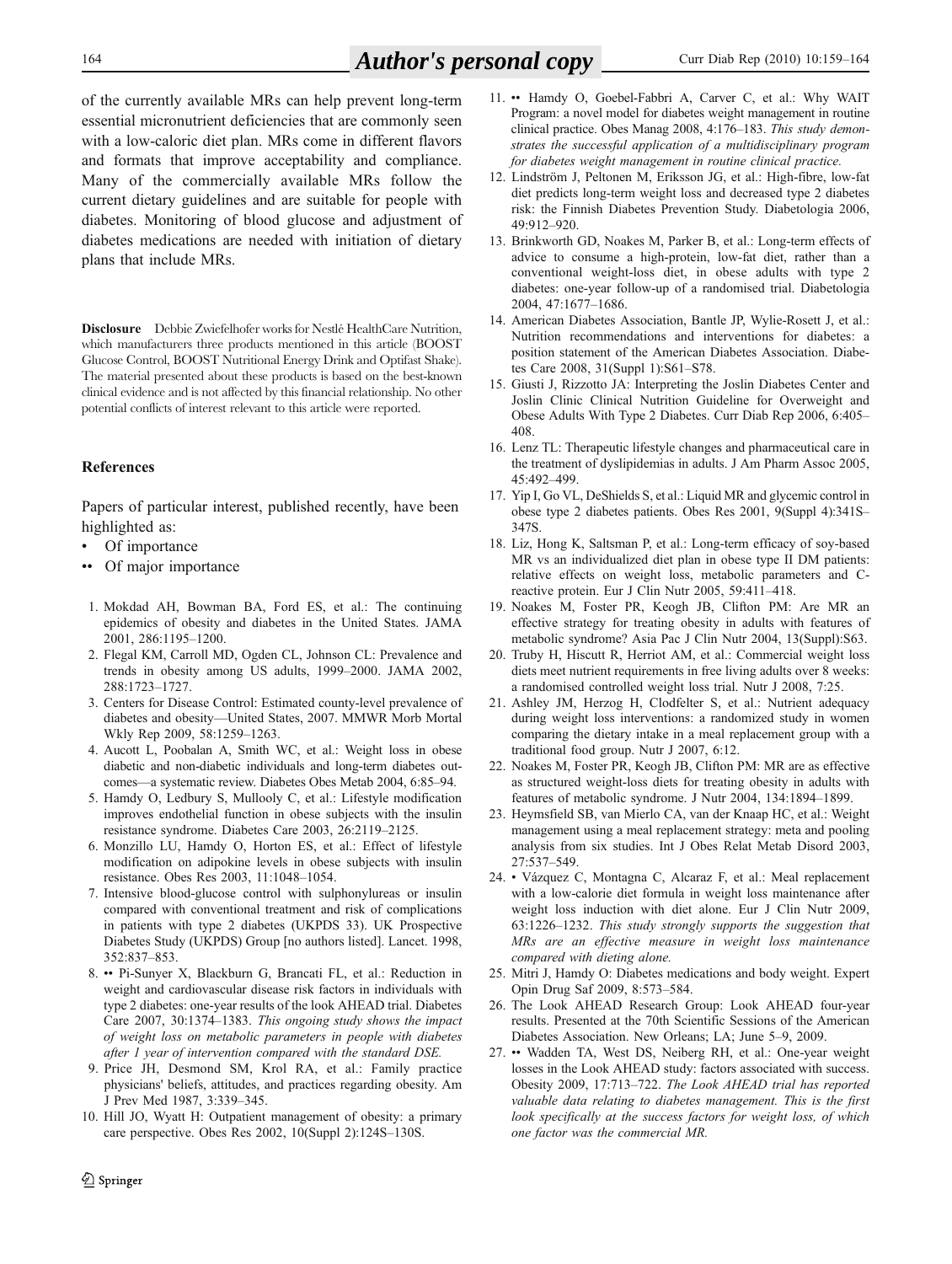of the currently available MRs can help prevent long-term essential micronutrient deficiencies that are commonly seen with a low-caloric diet plan. MRs come in different flavors and formats that improve acceptability and compliance. Many of the commercially available MRs follow the current dietary guidelines and are suitable for people with diabetes. Monitoring of blood glucose and adjustment of diabetes medications are needed with initiation of dietary plans that include MRs.

**Disclosure** Debbie Zwiefelhofer works for Nestlé HealthCare Nutrition, which manufacturers three products mentioned in this article (BOOST Glucose Control, BOOST Nutritional Energy Drink and Optifast Shake). The material presented about these products is based on the best-known clinical evidence and is not affected by this financial relationship. No other potential conflicts of interest relevant to this article were reported.

## References

Papers of particular interest, published recently, have been highlighted as:

- • Of importance
- •• Of major importance

1. Mokdad AH, Bowman BA, Ford ES, et al.: The continuing epidemics of obesity and diabetes in the United States. JAMA 2001, 286:1195–1200.
2. Flegal KM, Carroll MD, Ogden CL, Johnson CL: Prevalence and trends in obesity among US adults, 1999–2000. JAMA 2002, 288:1723–1727.
3. Centers for Disease Control: Estimated county-level prevalence of diabetes and obesity—United States, 2007. MMWR Morb Mortal Wkly Rep 2009, 58:1259–1263.
4. Aucott L, Poobalan A, Smith WC, et al.: Weight loss in obese diabetic and non-diabetic individuals and long-term diabetes outcomes—a systematic review. Diabetes Obes Metab 2004, 6:85–94.
5. Hamdy O, Ledbury S, Mullooly C, et al.: Lifestyle modification improves endothelial function in obese subjects with the insulin resistance syndrome. Diabetes Care 2003, 26:2119–2125.
6. Monzillo LU, Hamdy O, Horton ES, et al.: Effect of lifestyle modification on adipokine levels in obese subjects with insulin resistance. Obes Res 2003, 11:1048–1054.
7. Intensive blood-glucose control with sulphonylureas or insulin compared with conventional treatment and risk of complications in patients with type 2 diabetes (UKPDS 33). UK Prospective Diabetes Study (UKPDS) Group [no authors listed]. Lancet. 1998, 352:837–853.
8. •• Pi-Sunyer X, Blackburn G, Brancati FL, et al.: Reduction in weight and cardiovascular disease risk factors in individuals with type 2 diabetes: one-year results of the look AHEAD trial. Diabetes Care 2007, 30:1374–1383. *This ongoing study shows the impact of weight loss on metabolic parameters in people with diabetes after 1 year of intervention compared with the standard DSE.*
9. Price JH, Desmond SM, Krol RA, et al.: Family practice physicians' beliefs, attitudes, and practices regarding obesity. Am J Prev Med 1987, 3:339–345.
10. Hill JO, Wyatt H: Outpatient management of obesity: a primary care perspective. Obes Res 2002, 10(Suppl 2):124S–130S.
11. •• Hamdy O, Goebel-Fabbri A, Carver C, et al.: Why WAIT Program: a novel model for diabetes weight management in routine clinical practice. Obes Manag 2008, 4:176–183. *This study demonstrates the successful application of a multidisciplinary program for diabetes weight management in routine clinical practice.*
12. Lindström J, Peltonen M, Eriksson JG, et al.: High-fibre, low-fat diet predicts long-term weight loss and decreased type 2 diabetes risk: the Finnish Diabetes Prevention Study. Diabetologia 2006, 49:912–920.
13. Brinkworth GD, Noakes M, Parker B, et al.: Long-term effects of advice to consume a high-protein, low-fat diet, rather than a conventional weight-loss diet, in obese adults with type 2 diabetes: one-year follow-up of a randomised trial. Diabetologia 2004, 47:1677–1686.
14. American Diabetes Association, Bantle JP, Wylie-Rosett J, et al.: Nutrition recommendations and interventions for diabetes: a position statement of the American Diabetes Association. Diabetes Care 2008, 31(Suppl 1):S61–S78.
15. Giusti J, Rizzotto JA: Interpreting the Joslin Diabetes Center and Joslin Clinic Clinical Nutrition Guideline for Overweight and Obese Adults With Type 2 Diabetes. Curr Diab Rep 2006, 6:405–408.
16. Lenz TL: Therapeutic lifestyle changes and pharmaceutical care in the treatment of dyslipidemias in adults. J Am Pharm Assoc 2005, 45:492–499.
17. Yip I, Go VL, DeShields S, et al.: Liquid MR and glycemic control in obese type 2 diabetes patients. Obes Res 2001, 9(Suppl 4):341S–347S.
18. Liz, Hong K, Saltsman P, et al.: Long-term efficacy of soy-based MR vs an individualized diet plan in obese type II DM patients: relative effects on weight loss, metabolic parameters and C-reactive protein. Eur J Clin Nutr 2005, 59:411–418.
19. Noakes M, Foster PR, Keogh JB, Clifton PM: Are MR an effective strategy for treating obesity in adults with features of metabolic syndrome? Asia Pac J Clin Nutr 2004, 13(Suppl):S63.
20. Truby H, Hiscutt R, Herriot AM, et al.: Commercial weight loss diets meet nutrient requirements in free living adults over 8 weeks: a randomised controlled weight loss trial. Nutr J 2008, 7:25.
21. Ashley JM, Herzog H, Clodfelter S, et al.: Nutrient adequacy during weight loss interventions: a randomized study in women comparing the dietary intake in a meal replacement group with a traditional food group. Nutr J 2007, 6:12.
22. Noakes M, Foster PR, Keogh JB, Clifton PM: MR are as effective as structured weight-loss diets for treating obesity in adults with features of metabolic syndrome. J Nutr 2004, 134:1894–1899.
23. Heymsfield SB, van Mierlo CA, van der Knaap HC, et al.: Weight management using a meal replacement strategy: meta and pooling analysis from six studies. Int J Obes Relat Metab Disord 2003, 27:537–549.
24. • Vázquez C, Montagna C, Alcaraz F, et al.: Meal replacement with a low-calorie diet formula in weight loss maintenance after weight loss induction with diet alone. Eur J Clin Nutr 2009, 63:1226–1232. *This study strongly supports the suggestion that MRs are an effective measure in weight loss maintenance compared with dieting alone.*
25. Mitri J, Hamdy O: Diabetes medications and body weight. Expert Opin Drug Saf 2009, 8:573–584.
26. The Look AHEAD Research Group: Look AHEAD four-year results. Presented at the 70th Scientific Sessions of the American Diabetes Association. New Orleans; LA; June 5–9, 2009.
27. •• Wadden TA, West DS, Neiberg RH, et al.: One-year weight losses in the Look AHEAD study: factors associated with success. Obesity 2009, 17:713–722. *The Look AHEAD trial has reported valuable data relating to diabetes management. This is the first look specifically at the success factors for weight loss, of which one factor was the commercial MR.*